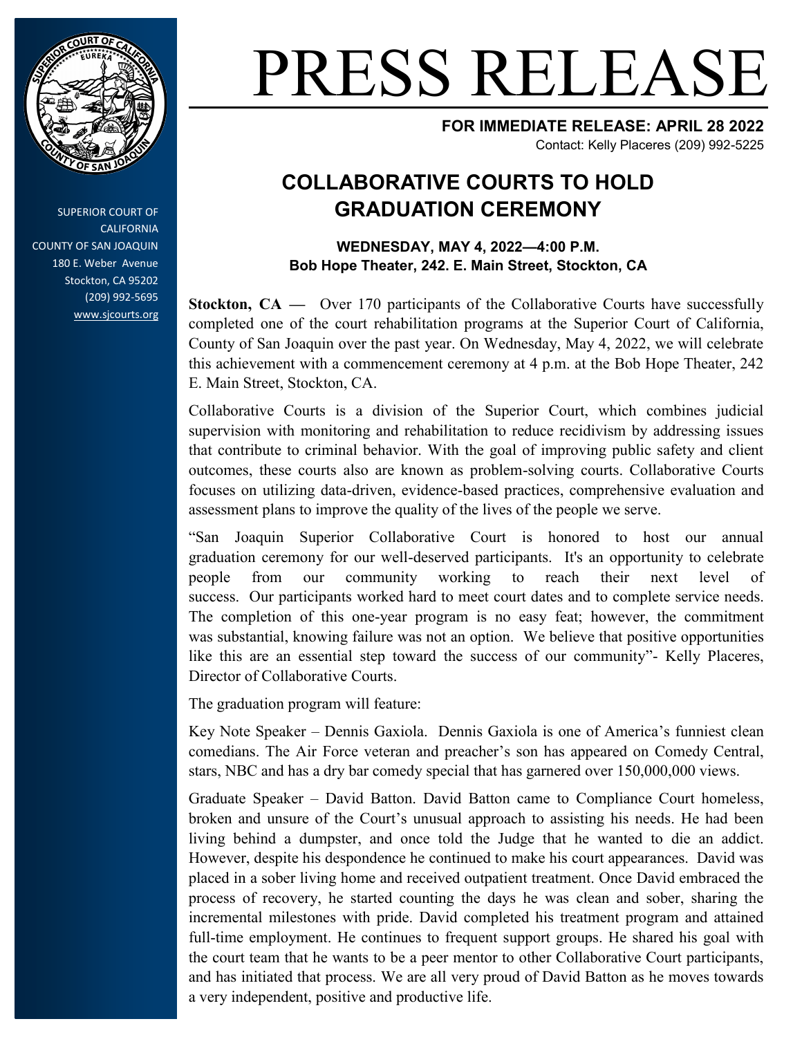SUPERIOR COURT OF CALIFORNIA
COUNTY OF SAN JOAQUIN
180 E. Weber Avenue
Stockton, CA 95202
(209) 992-5695
www.sjcourts.org

# PRESS RELEASE

**FOR IMMEDIATE RELEASE: APRIL 28 2022**

Contact: Kelly Placeres (209) 992-5225

## COLLABORATIVE COURTS TO HOLD GRADUATION CEREMONY

**WEDNESDAY, MAY 4, 2022—4:00 P.M.**
**Bob Hope Theater, 242. E. Main Street, Stockton, CA**

**Stockton, CA —** Over 170 participants of the Collaborative Courts have successfully completed one of the court rehabilitation programs at the Superior Court of California, County of San Joaquin over the past year. On Wednesday, May 4, 2022, we will celebrate this achievement with a commencement ceremony at 4 p.m. at the Bob Hope Theater, 242 E. Main Street, Stockton, CA.

Collaborative Courts is a division of the Superior Court, which combines judicial supervision with monitoring and rehabilitation to reduce recidivism by addressing issues that contribute to criminal behavior. With the goal of improving public safety and client outcomes, these courts also are known as problem-solving courts. Collaborative Courts focuses on utilizing data-driven, evidence-based practices, comprehensive evaluation and assessment plans to improve the quality of the lives of the people we serve.

"San Joaquin Superior Collaborative Court is honored to host our annual graduation ceremony for our well-deserved participants. It's an opportunity to celebrate people from our community working to reach their next level of success. Our participants worked hard to meet court dates and to complete service needs. The completion of this one-year program is no easy feat; however, the commitment was substantial, knowing failure was not an option. We believe that positive opportunities like this are an essential step toward the success of our community"- Kelly Placeres, Director of Collaborative Courts.

The graduation program will feature:

Key Note Speaker – Dennis Gaxiola. Dennis Gaxiola is one of America's funniest clean comedians. The Air Force veteran and preacher's son has appeared on Comedy Central, stars, NBC and has a dry bar comedy special that has garnered over 150,000,000 views.

Graduate Speaker – David Batton. David Batton came to Compliance Court homeless, broken and unsure of the Court's unusual approach to assisting his needs. He had been living behind a dumpster, and once told the Judge that he wanted to die an addict. However, despite his despondence he continued to make his court appearances. David was placed in a sober living home and received outpatient treatment. Once David embraced the process of recovery, he started counting the days he was clean and sober, sharing the incremental milestones with pride. David completed his treatment program and attained full-time employment. He continues to frequent support groups. He shared his goal with the court team that he wants to be a peer mentor to other Collaborative Court participants, and has initiated that process. We are all very proud of David Batton as he moves towards a very independent, positive and productive life.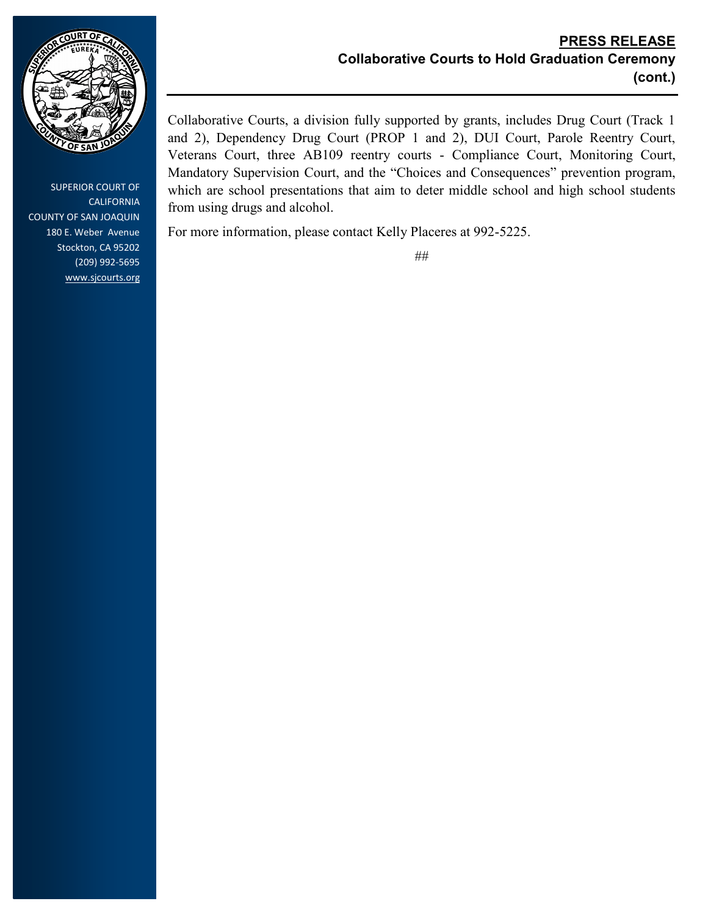**PRESS RELEASE**

**Collaborative Courts to Hold Graduation Ceremony (cont.)**

SUPERIOR COURT OF CALIFORNIA
COUNTY OF SAN JOAQUIN
180 E. Weber Avenue
Stockton, CA 95202
(209) 992-5695
www.sjcourts.org

Collaborative Courts, a division fully supported by grants, includes Drug Court (Track 1 and 2), Dependency Drug Court (PROP 1 and 2), DUI Court, Parole Reentry Court, Veterans Court, three AB109 reentry courts - Compliance Court, Monitoring Court, Mandatory Supervision Court, and the "Choices and Consequences" prevention program, which are school presentations that aim to deter middle school and high school students from using drugs and alcohol.

For more information, please contact Kelly Placeres at 992-5225.

##